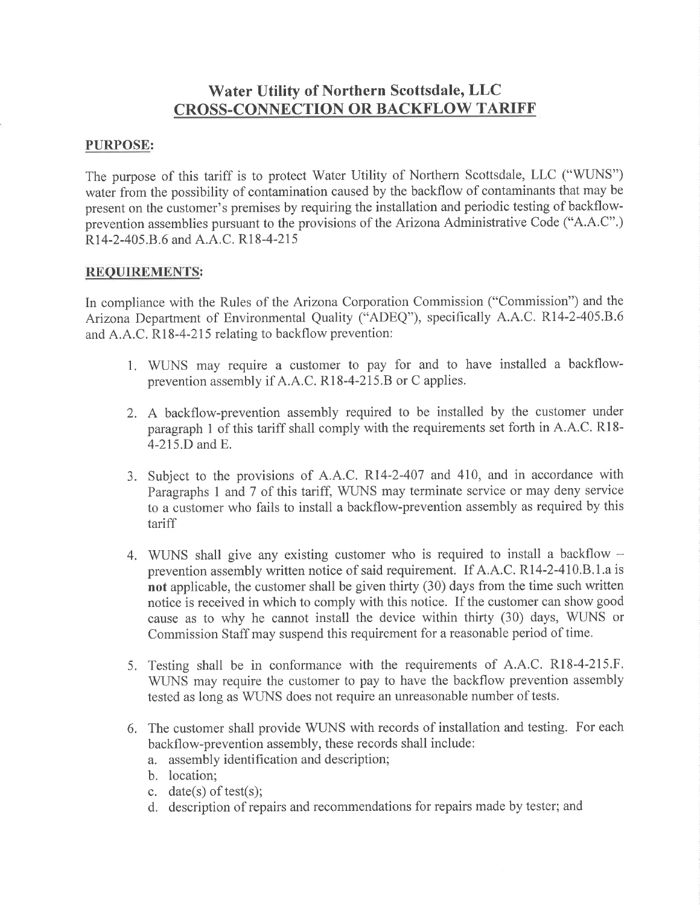# Water Utility of Northern Scottsdale, LLC
## CROSS-CONNECTION OR BACKFLOW TARIFF

### PURPOSE:

The purpose of this tariff is to protect Water Utility of Northern Scottsdale, LLC ("WUNS") water from the possibility of contamination caused by the backflow of contaminants that may be present on the customer's premises by requiring the installation and periodic testing of backflow-prevention assemblies pursuant to the provisions of the Arizona Administrative Code ("A.A.C".) R14-2-405.B.6 and A.A.C. R18-4-215

### REQUIREMENTS:

In compliance with the Rules of the Arizona Corporation Commission ("Commission") and the Arizona Department of Environmental Quality ("ADEQ"), specifically A.A.C. R14-2-405.B.6 and A.A.C. R18-4-215 relating to backflow prevention:

1. WUNS may require a customer to pay for and to have installed a backflow-prevention assembly if A.A.C. R18-4-215.B or C applies.

2. A backflow-prevention assembly required to be installed by the customer under paragraph 1 of this tariff shall comply with the requirements set forth in A.A.C. R18-4-215.D and E.

3. Subject to the provisions of A.A.C. R14-2-407 and 410, and in accordance with Paragraphs 1 and 7 of this tariff, WUNS may terminate service or may deny service to a customer who fails to install a backflow-prevention assembly as required by this tariff

4. WUNS shall give any existing customer who is required to install a backflow – prevention assembly written notice of said requirement. If A.A.C. R14-2-410.B.1.a is **not** applicable, the customer shall be given thirty (30) days from the time such written notice is received in which to comply with this notice. If the customer can show good cause as to why he cannot install the device within thirty (30) days, WUNS or Commission Staff may suspend this requirement for a reasonable period of time.

5. Testing shall be in conformance with the requirements of A.A.C. R18-4-215.F. WUNS may require the customer to pay to have the backflow prevention assembly tested as long as WUNS does not require an unreasonable number of tests.

6. The customer shall provide WUNS with records of installation and testing. For each backflow-prevention assembly, these records shall include:
   a. assembly identification and description;
   b. location;
   c. date(s) of test(s);
   d. description of repairs and recommendations for repairs made by tester; and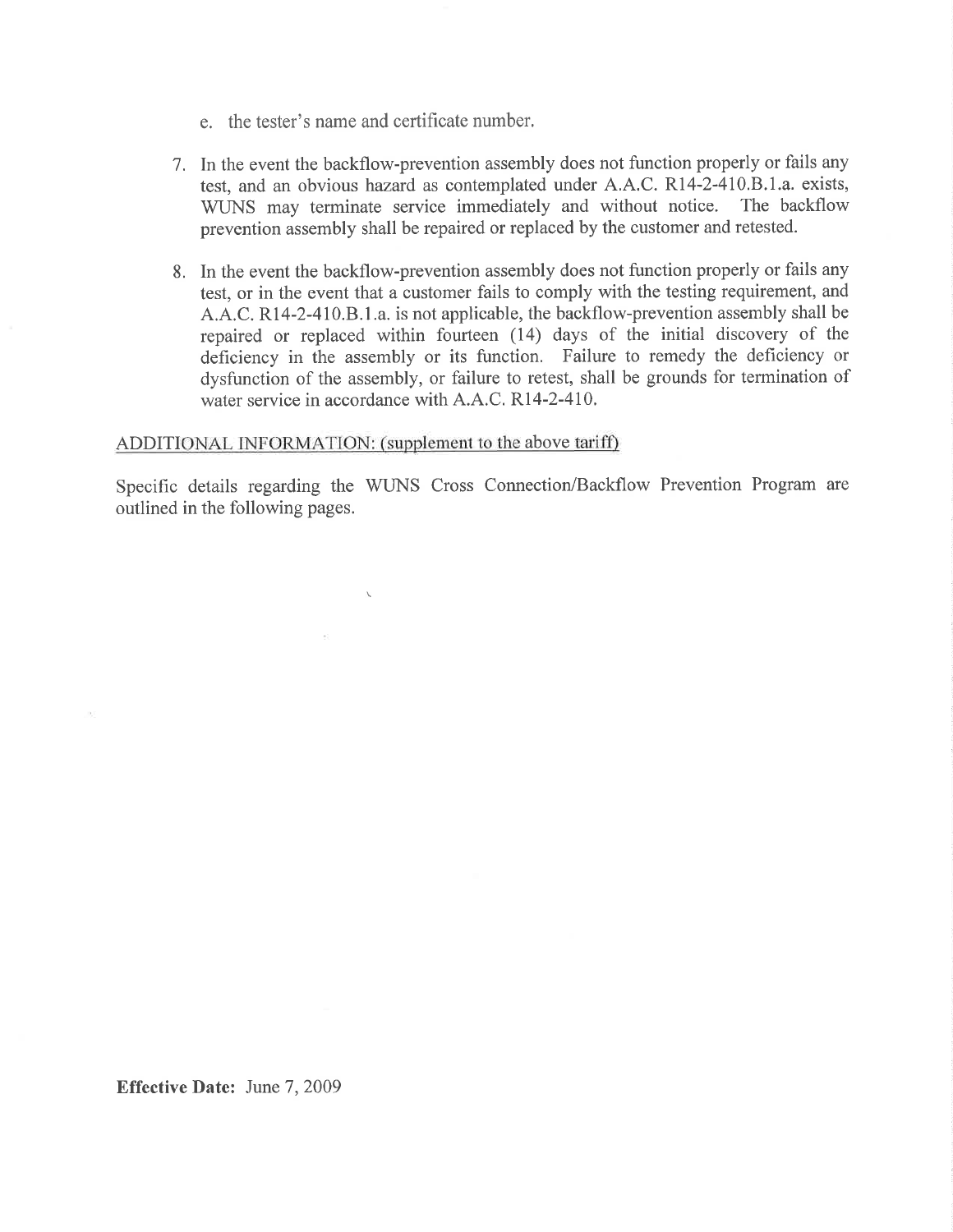e. the tester's name and certificate number.

7. In the event the backflow-prevention assembly does not function properly or fails any test, and an obvious hazard as contemplated under A.A.C. R14-2-410.B.1.a. exists, WUNS may terminate service immediately and without notice. The backflow prevention assembly shall be repaired or replaced by the customer and retested.

8. In the event the backflow-prevention assembly does not function properly or fails any test, or in the event that a customer fails to comply with the testing requirement, and A.A.C. R14-2-410.B.1.a. is not applicable, the backflow-prevention assembly shall be repaired or replaced within fourteen (14) days of the initial discovery of the deficiency in the assembly or its function. Failure to remedy the deficiency or dysfunction of the assembly, or failure to retest, shall be grounds for termination of water service in accordance with A.A.C. R14-2-410.

ADDITIONAL INFORMATION: (supplement to the above tariff)

Specific details regarding the WUNS Cross Connection/Backflow Prevention Program are outlined in the following pages.

**Effective Date:** June 7, 2009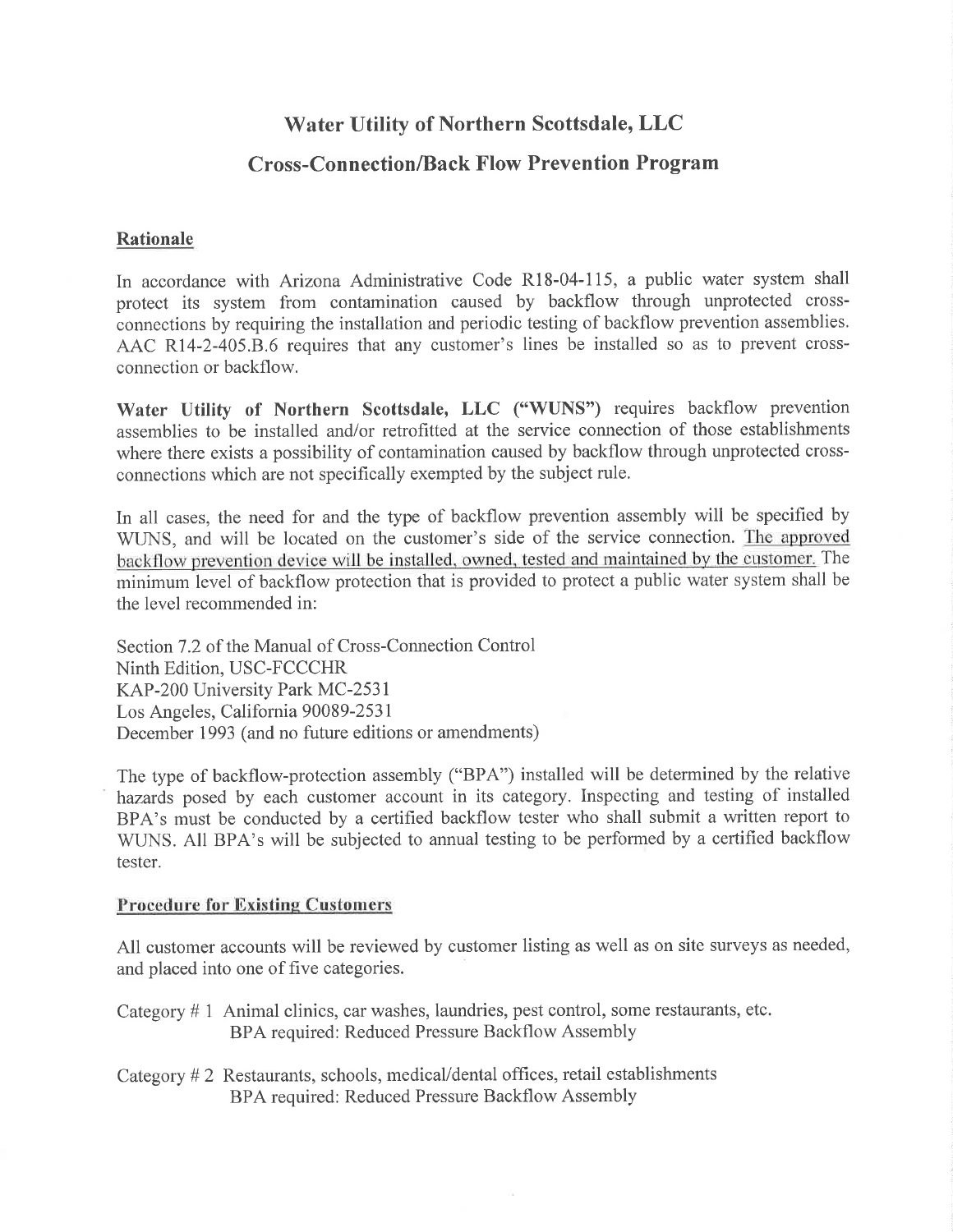# Water Utility of Northern Scottsdale, LLC

## Cross-Connection/Back Flow Prevention Program

### Rationale

In accordance with Arizona Administrative Code R18-04-115, a public water system shall protect its system from contamination caused by backflow through unprotected cross-connections by requiring the installation and periodic testing of backflow prevention assemblies. AAC R14-2-405.B.6 requires that any customer's lines be installed so as to prevent cross-connection or backflow.

**Water Utility of Northern Scottsdale, LLC ("WUNS")** requires backflow prevention assemblies to be installed and/or retrofitted at the service connection of those establishments where there exists a possibility of contamination caused by backflow through unprotected cross-connections which are not specifically exempted by the subject rule.

In all cases, the need for and the type of backflow prevention assembly will be specified by WUNS, and will be located on the customer's side of the service connection. The approved backflow prevention device will be installed, owned, tested and maintained by the customer. The minimum level of backflow protection that is provided to protect a public water system shall be the level recommended in:

Section 7.2 of the Manual of Cross-Connection Control
Ninth Edition, USC-FCCCHR
KAP-200 University Park MC-2531
Los Angeles, California 90089-2531
December 1993 (and no future editions or amendments)

The type of backflow-protection assembly ("BPA") installed will be determined by the relative hazards posed by each customer account in its category. Inspecting and testing of installed BPA's must be conducted by a certified backflow tester who shall submit a written report to WUNS. All BPA's will be subjected to annual testing to be performed by a certified backflow tester.

### Procedure for Existing Customers

All customer accounts will be reviewed by customer listing as well as on site surveys as needed, and placed into one of five categories.

Category # 1 Animal clinics, car washes, laundries, pest control, some restaurants, etc.
BPA required: Reduced Pressure Backflow Assembly

Category # 2 Restaurants, schools, medical/dental offices, retail establishments
BPA required: Reduced Pressure Backflow Assembly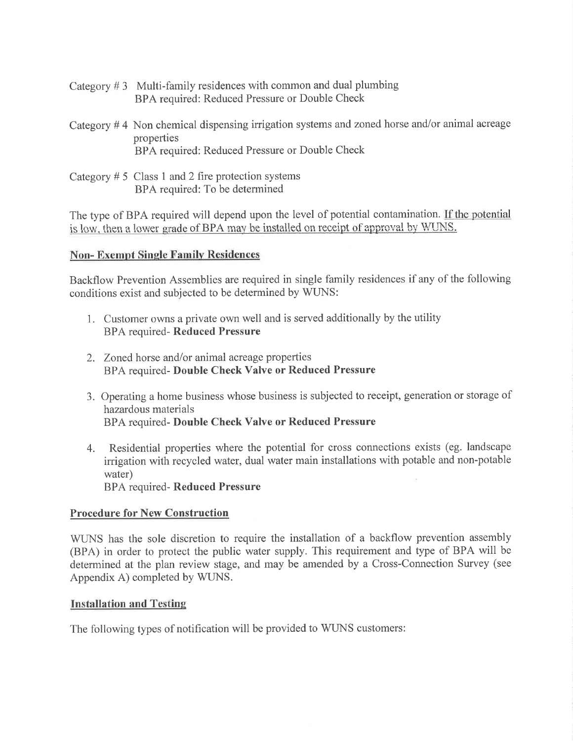Category # 3 Multi-family residences with common and dual plumbing
BPA required: Reduced Pressure or Double Check

Category # 4 Non chemical dispensing irrigation systems and zoned horse and/or animal acreage properties
BPA required: Reduced Pressure or Double Check

Category # 5 Class 1 and 2 fire protection systems
BPA required: To be determined

The type of BPA required will depend upon the level of potential contamination. <u>If the potential is low, then a lower grade of BPA may be installed on receipt of approval by WUNS.</u>

## <u>Non- Exempt Single Family Residences</u>

Backflow Prevention Assemblies are required in single family residences if any of the following conditions exist and subjected to be determined by WUNS:

1. Customer owns a private own well and is served additionally by the utility
   BPA required- **Reduced Pressure**

2. Zoned horse and/or animal acreage properties
   BPA required- **Double Check Valve or Reduced Pressure**

3. Operating a home business whose business is subjected to receipt, generation or storage of hazardous materials
   BPA required- **Double Check Valve or Reduced Pressure**

4. Residential properties where the potential for cross connections exists (eg. landscape irrigation with recycled water, dual water main installations with potable and non-potable water)
   BPA required- **Reduced Pressure**

## <u>Procedure for New Construction</u>

WUNS has the sole discretion to require the installation of a backflow prevention assembly (BPA) in order to protect the public water supply. This requirement and type of BPA will be determined at the plan review stage, and may be amended by a Cross-Connection Survey (see Appendix A) completed by WUNS.

## <u>Installation and Testing</u>

The following types of notification will be provided to WUNS customers: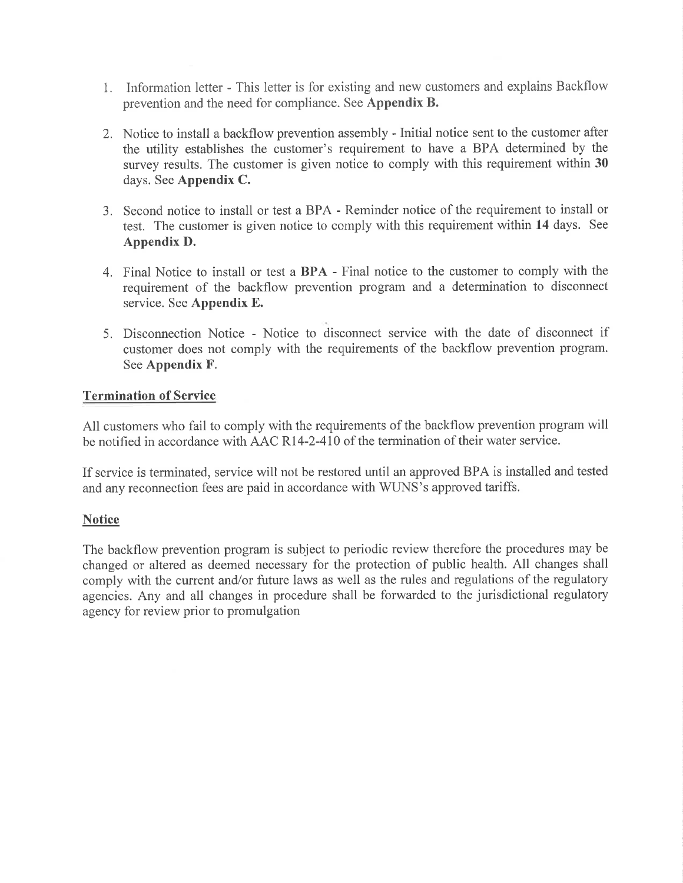1. Information letter - This letter is for existing and new customers and explains Backflow prevention and the need for compliance. See **Appendix B.**

2. Notice to install a backflow prevention assembly - Initial notice sent to the customer after the utility establishes the customer's requirement to have a BPA determined by the survey results. The customer is given notice to comply with this requirement within **30** days. See **Appendix C.**

3. Second notice to install or test a BPA - Reminder notice of the requirement to install or test. The customer is given notice to comply with this requirement within **14** days. See **Appendix D.**

4. Final Notice to install or test a **BPA** - Final notice to the customer to comply with the requirement of the backflow prevention program and a determination to disconnect service. See **Appendix E.**

5. Disconnection Notice - Notice to disconnect service with the date of disconnect if customer does not comply with the requirements of the backflow prevention program. See **Appendix F.**

## Termination of Service

All customers who fail to comply with the requirements of the backflow prevention program will be notified in accordance with AAC R14-2-410 of the termination of their water service.

If service is terminated, service will not be restored until an approved BPA is installed and tested and any reconnection fees are paid in accordance with WUNS's approved tariffs.

## Notice

The backflow prevention program is subject to periodic review therefore the procedures may be changed or altered as deemed necessary for the protection of public health. All changes shall comply with the current and/or future laws as well as the rules and regulations of the regulatory agencies. Any and all changes in procedure shall be forwarded to the jurisdictional regulatory agency for review prior to promulgation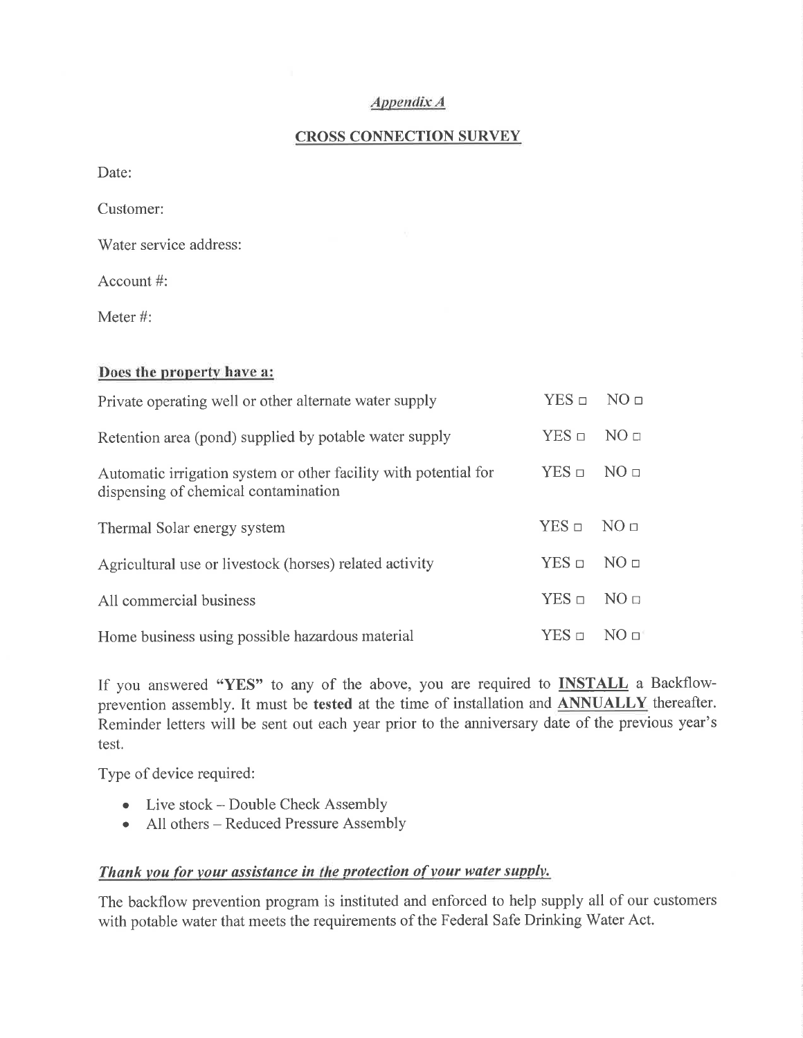*Appendix A*

## CROSS CONNECTION SURVEY

Date:

Customer:

Water service address:

Account #:

Meter #:

**Does the property have a:**

| | | |
|---|---|---|
| Private operating well or other alternate water supply | YES ☐ | NO ☐ |
| Retention area (pond) supplied by potable water supply | YES ☐ | NO ☐ |
| Automatic irrigation system or other facility with potential for dispensing of chemical contamination | YES ☐ | NO ☐ |
| Thermal Solar energy system | YES ☐ | NO ☐ |
| Agricultural use or livestock (horses) related activity | YES ☐ | NO ☐ |
| All commercial business | YES ☐ | NO ☐ |
| Home business using possible hazardous material | YES ☐ | NO ☐ |

If you answered **"YES"** to any of the above, you are required to **INSTALL** a Backflow-prevention assembly. It must be **tested** at the time of installation and **ANNUALLY** thereafter. Reminder letters will be sent out each year prior to the anniversary date of the previous year's test.

Type of device required:

- Live stock – Double Check Assembly
- All others – Reduced Pressure Assembly

***Thank you for your assistance in the protection of your water supply.***

The backflow prevention program is instituted and enforced to help supply all of our customers with potable water that meets the requirements of the Federal Safe Drinking Water Act.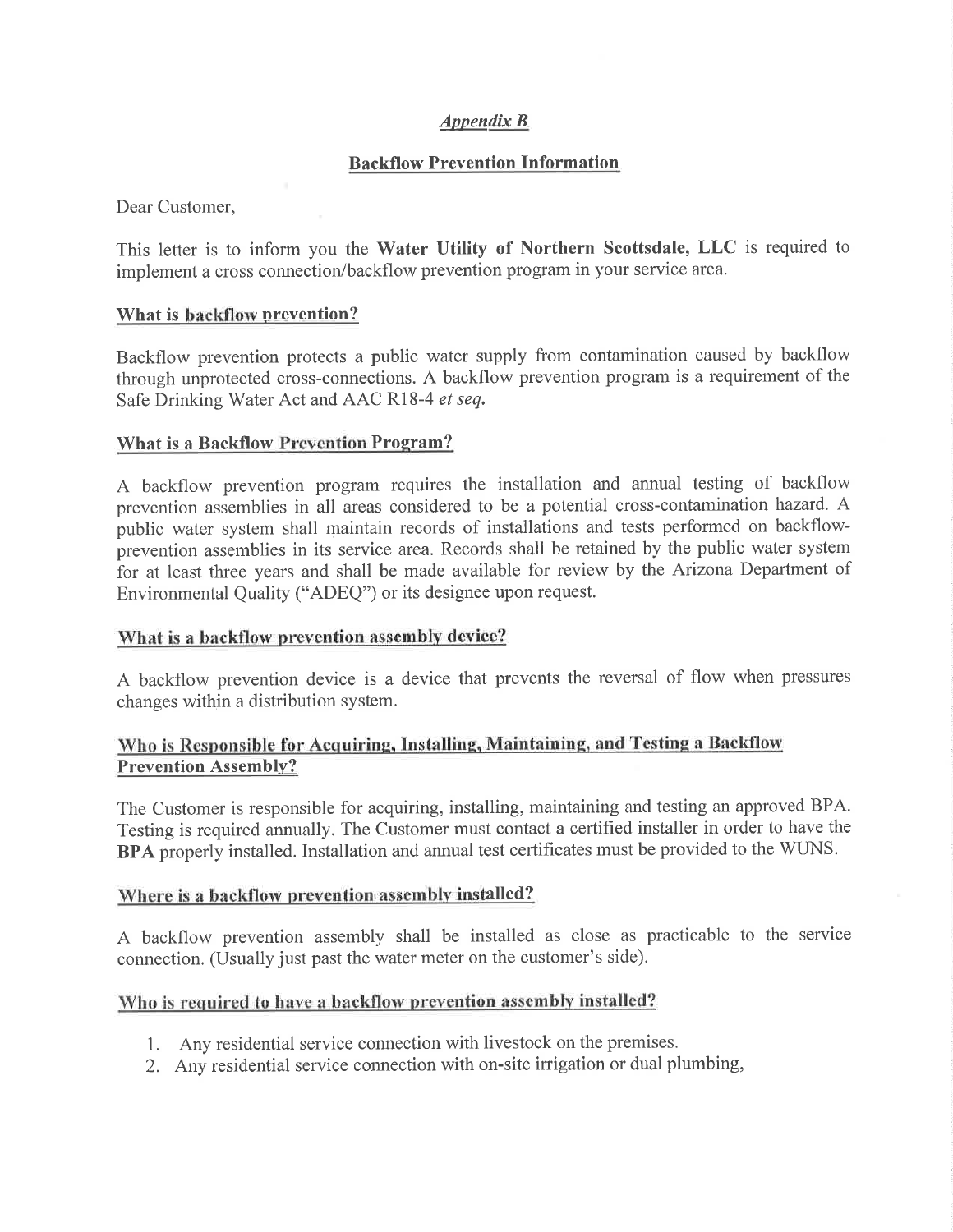## *Appendix B*

## Backflow Prevention Information

Dear Customer,

This letter is to inform you the **Water Utility of Northern Scottsdale, LLC** is required to implement a cross connection/backflow prevention program in your service area.

### What is backflow prevention?

Backflow prevention protects a public water supply from contamination caused by backflow through unprotected cross-connections. A backflow prevention program is a requirement of the Safe Drinking Water Act and AAC R18-4 *et seq.*

### What is a Backflow Prevention Program?

A backflow prevention program requires the installation and annual testing of backflow prevention assemblies in all areas considered to be a potential cross-contamination hazard. A public water system shall maintain records of installations and tests performed on backflow-prevention assemblies in its service area. Records shall be retained by the public water system for at least three years and shall be made available for review by the Arizona Department of Environmental Quality ("ADEQ") or its designee upon request.

### What is a backflow prevention assembly device?

A backflow prevention device is a device that prevents the reversal of flow when pressures changes within a distribution system.

### Who is Responsible for Acquiring, Installing, Maintaining, and Testing a Backflow Prevention Assembly?

The Customer is responsible for acquiring, installing, maintaining and testing an approved BPA. Testing is required annually. The Customer must contact a certified installer in order to have the **BPA** properly installed. Installation and annual test certificates must be provided to the WUNS.

### Where is a backflow prevention assembly installed?

A backflow prevention assembly shall be installed as close as practicable to the service connection. (Usually just past the water meter on the customer's side).

### Who is required to have a backflow prevention assembly installed?

1. Any residential service connection with livestock on the premises.
2. Any residential service connection with on-site irrigation or dual plumbing,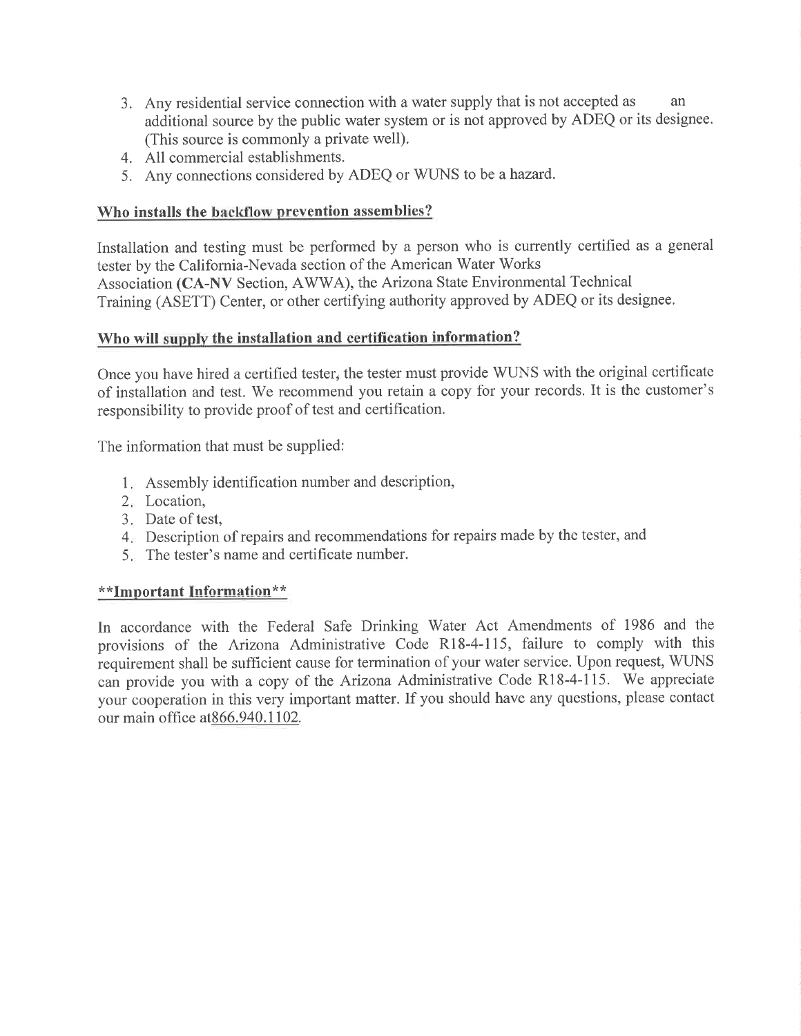3. Any residential service connection with a water supply that is not accepted as an additional source by the public water system or is not approved by ADEQ or its designee. (This source is commonly a private well).
4. All commercial establishments.
5. Any connections considered by ADEQ or WUNS to be a hazard.

## Who installs the backflow prevention assemblies?

Installation and testing must be performed by a person who is currently certified as a general tester by the California-Nevada section of the American Water Works Association (**CA-NV** Section, AWWA), the Arizona State Environmental Technical Training (ASETT) Center, or other certifying authority approved by ADEQ or its designee.

## Who will supply the installation and certification information?

Once you have hired a certified tester, the tester must provide WUNS with the original certificate of installation and test. We recommend you retain a copy for your records. It is the customer's responsibility to provide proof of test and certification.

The information that must be supplied:

1. Assembly identification number and description,
2. Location,
3. Date of test,
4. Description of repairs and recommendations for repairs made by the tester, and
5. The tester's name and certificate number.

## **Important Information**

In accordance with the Federal Safe Drinking Water Act Amendments of 1986 and the provisions of the Arizona Administrative Code R18-4-115, failure to comply with this requirement shall be sufficient cause for termination of your water service. Upon request, WUNS can provide you with a copy of the Arizona Administrative Code R18-4-115. We appreciate your cooperation in this very important matter. If you should have any questions, please contact our main office at866.940.1102.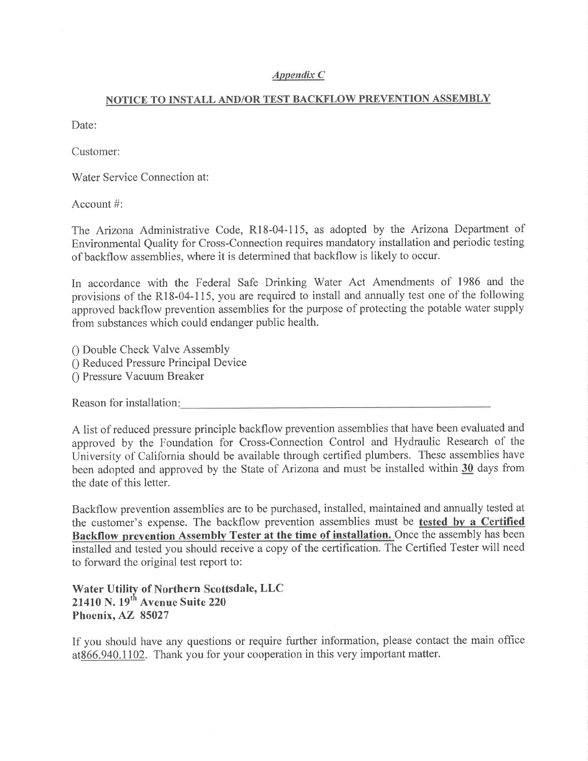*Appendix C*

## NOTICE TO INSTALL AND/OR TEST BACKFLOW PREVENTION ASSEMBLY

Date:

Customer:

Water Service Connection at:

Account #:

The Arizona Administrative Code, R18-04-115, as adopted by the Arizona Department of Environmental Quality for Cross-Connection requires mandatory installation and periodic testing of backflow assemblies, where it is determined that backflow is likely to occur.

In accordance with the Federal Safe Drinking Water Act Amendments of 1986 and the provisions of the R18-04-115, you are required to install and annually test one of the following approved backflow prevention assemblies for the purpose of protecting the potable water supply from substances which could endanger public health.

() Double Check Valve Assembly
() Reduced Pressure Principal Device
() Pressure Vacuum Breaker

Reason for installation:\_\_\_\_\_\_\_\_\_\_\_\_\_\_\_\_\_\_\_\_\_\_\_\_\_\_\_\_\_\_\_\_\_\_\_\_\_\_\_\_

A list of reduced pressure principle backflow prevention assemblies that have been evaluated and approved by the Foundation for Cross-Connection Control and Hydraulic Research of the University of California should be available through certified plumbers. These assemblies have been adopted and approved by the State of Arizona and must be installed within **30** days from the date of this letter.

Backflow prevention assemblies are to be purchased, installed, maintained and annually tested at the customer's expense. The backflow prevention assemblies must be **tested by a Certified Backflow prevention Assembly Tester at the time of installation.** Once the assembly has been installed and tested you should receive a copy of the certification. The Certified Tester will need to forward the original test report to:

**Water Utility of Northern Scottsdale, LLC**
**21410 N. 19th Avenue Suite 220**
**Phoenix, AZ 85027**

If you should have any questions or require further information, please contact the main office at866.940.1102. Thank you for your cooperation in this very important matter.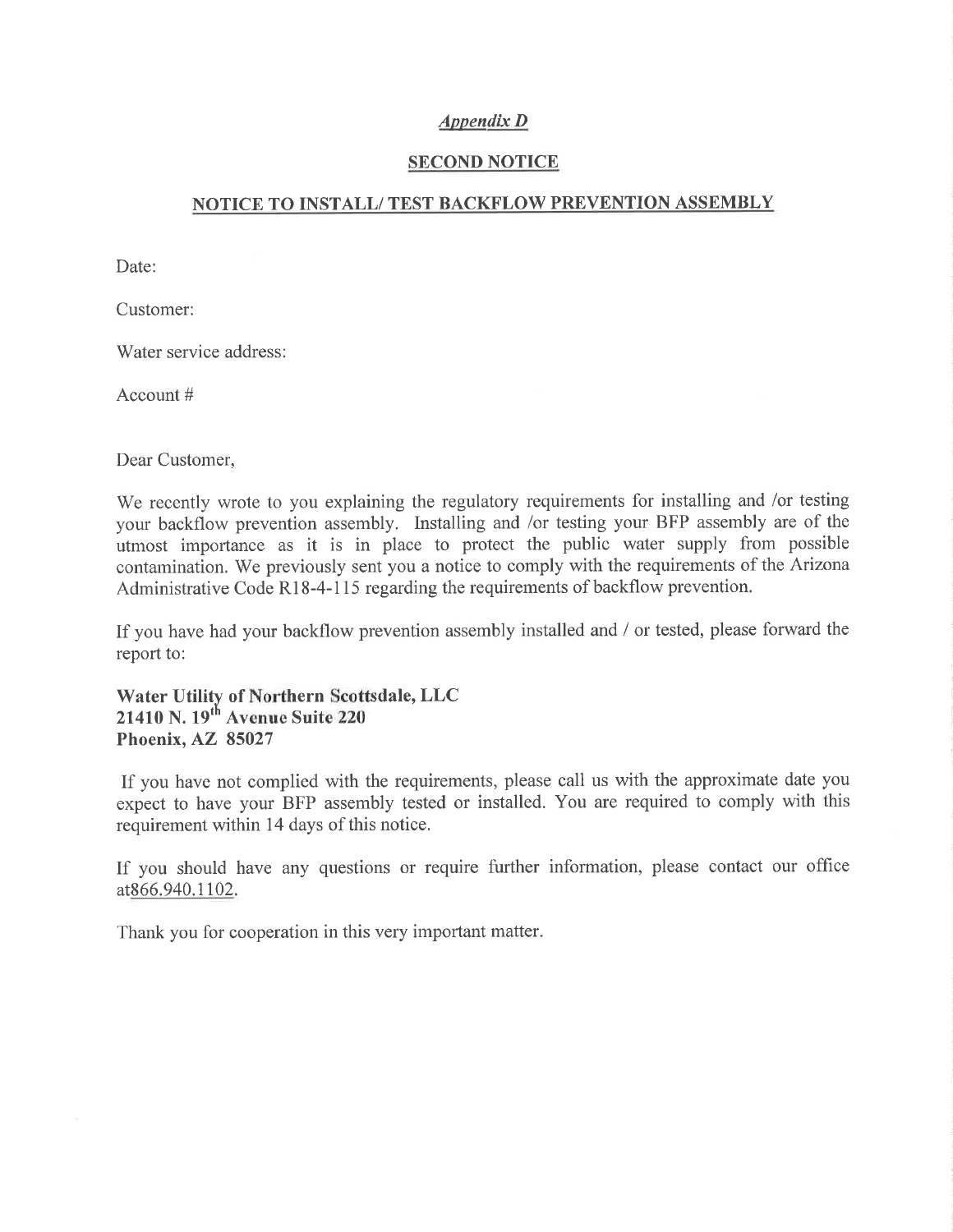*Appendix D*

## SECOND NOTICE

## NOTICE TO INSTALL/ TEST BACKFLOW PREVENTION ASSEMBLY

Date:

Customer:

Water service address:

Account #

Dear Customer,

We recently wrote to you explaining the regulatory requirements for installing and /or testing your backflow prevention assembly. Installing and /or testing your BFP assembly are of the utmost importance as it is in place to protect the public water supply from possible contamination. We previously sent you a notice to comply with the requirements of the Arizona Administrative Code R18-4-115 regarding the requirements of backflow prevention.

If you have had your backflow prevention assembly installed and / or tested, please forward the report to:

**Water Utility of Northern Scottsdale, LLC**
**21410 N. 19th Avenue Suite 220**
**Phoenix, AZ 85027**

If you have not complied with the requirements, please call us with the approximate date you expect to have your BFP assembly tested or installed. You are required to comply with this requirement within 14 days of this notice.

If you should have any questions or require further information, please contact our office at866.940.1102.

Thank you for cooperation in this very important matter.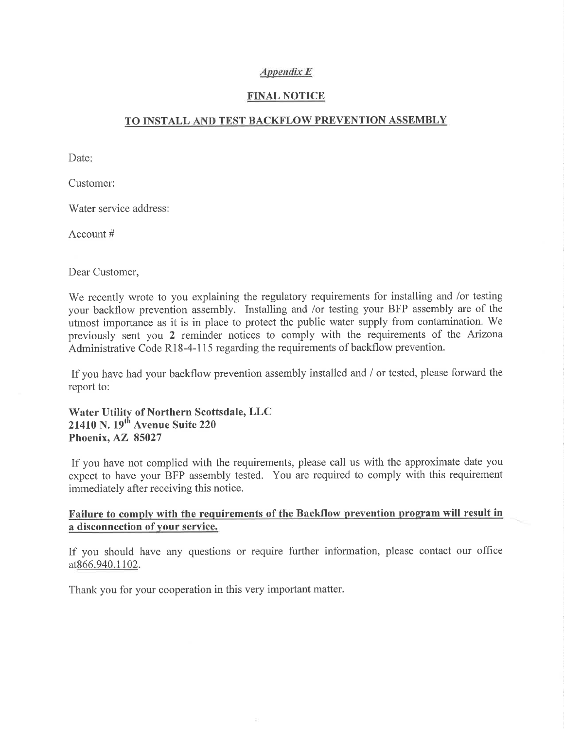*Appendix E*

## FINAL NOTICE

## TO INSTALL AND TEST BACKFLOW PREVENTION ASSEMBLY

Date:

Customer:

Water service address:

Account #

Dear Customer,

We recently wrote to you explaining the regulatory requirements for installing and /or testing your backflow prevention assembly. Installing and /or testing your BFP assembly are of the utmost importance as it is in place to protect the public water supply from contamination. We previously sent you **2** reminder notices to comply with the requirements of the Arizona Administrative Code R18-4-115 regarding the requirements of backflow prevention.

If you have had your backflow prevention assembly installed and / or tested, please forward the report to:

**Water Utility of Northern Scottsdale, LLC**
**21410 N. 19th Avenue Suite 220**
**Phoenix, AZ 85027**

If you have not complied with the requirements, please call us with the approximate date you expect to have your BFP assembly tested. You are required to comply with this requirement immediately after receiving this notice.

**Failure to comply with the requirements of the Backflow prevention program will result in a disconnection of your service.**

If you should have any questions or require further information, please contact our office at866.940.1102.

Thank you for your cooperation in this very important matter.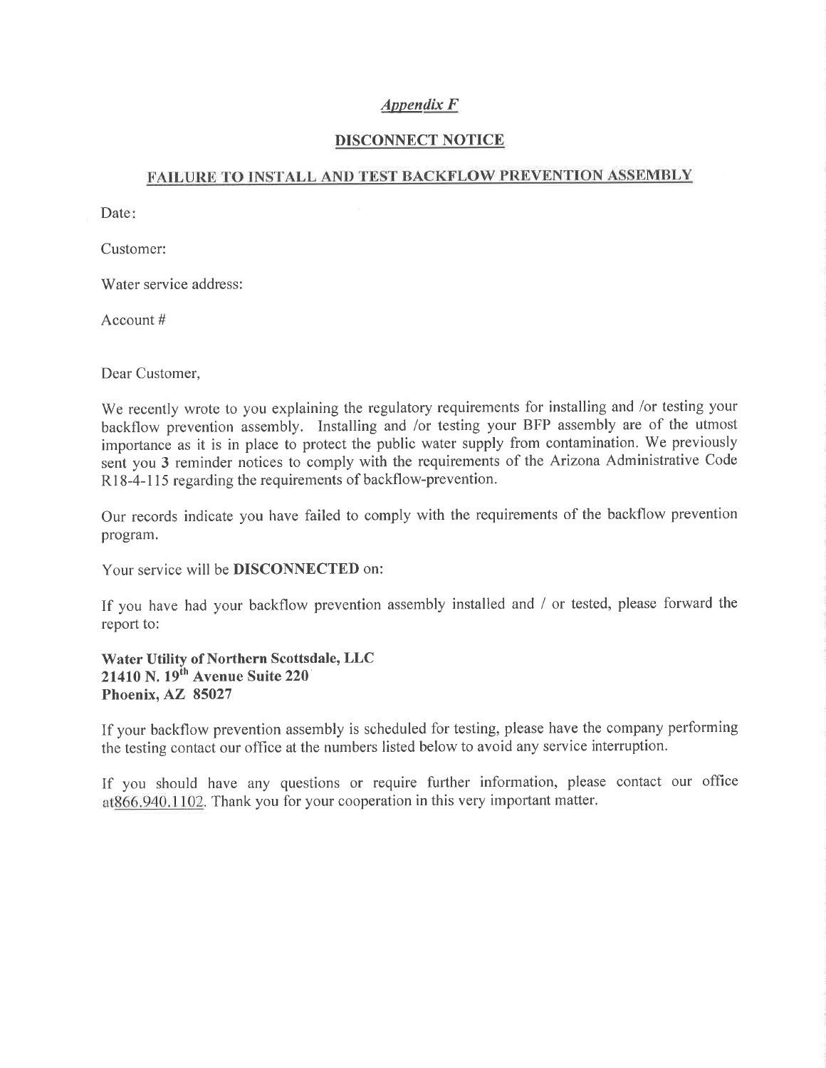*Appendix F*

## DISCONNECT NOTICE

### FAILURE TO INSTALL AND TEST BACKFLOW PREVENTION ASSEMBLY

Date:

Customer:

Water service address:

Account #

Dear Customer,

We recently wrote to you explaining the regulatory requirements for installing and /or testing your backflow prevention assembly. Installing and /or testing your BFP assembly are of the utmost importance as it is in place to protect the public water supply from contamination. We previously sent you **3** reminder notices to comply with the requirements of the Arizona Administrative Code R18-4-115 regarding the requirements of backflow-prevention.

Our records indicate you have failed to comply with the requirements of the backflow prevention program.

Your service will be **DISCONNECTED** on:

If you have had your backflow prevention assembly installed and / or tested, please forward the report to:

**Water Utility of Northern Scottsdale, LLC**
**21410 N. 19th Avenue Suite 220**
**Phoenix, AZ 85027**

If your backflow prevention assembly is scheduled for testing, please have the company performing the testing contact our office at the numbers listed below to avoid any service interruption.

If you should have any questions or require further information, please contact our office at866.940.1102. Thank you for your cooperation in this very important matter.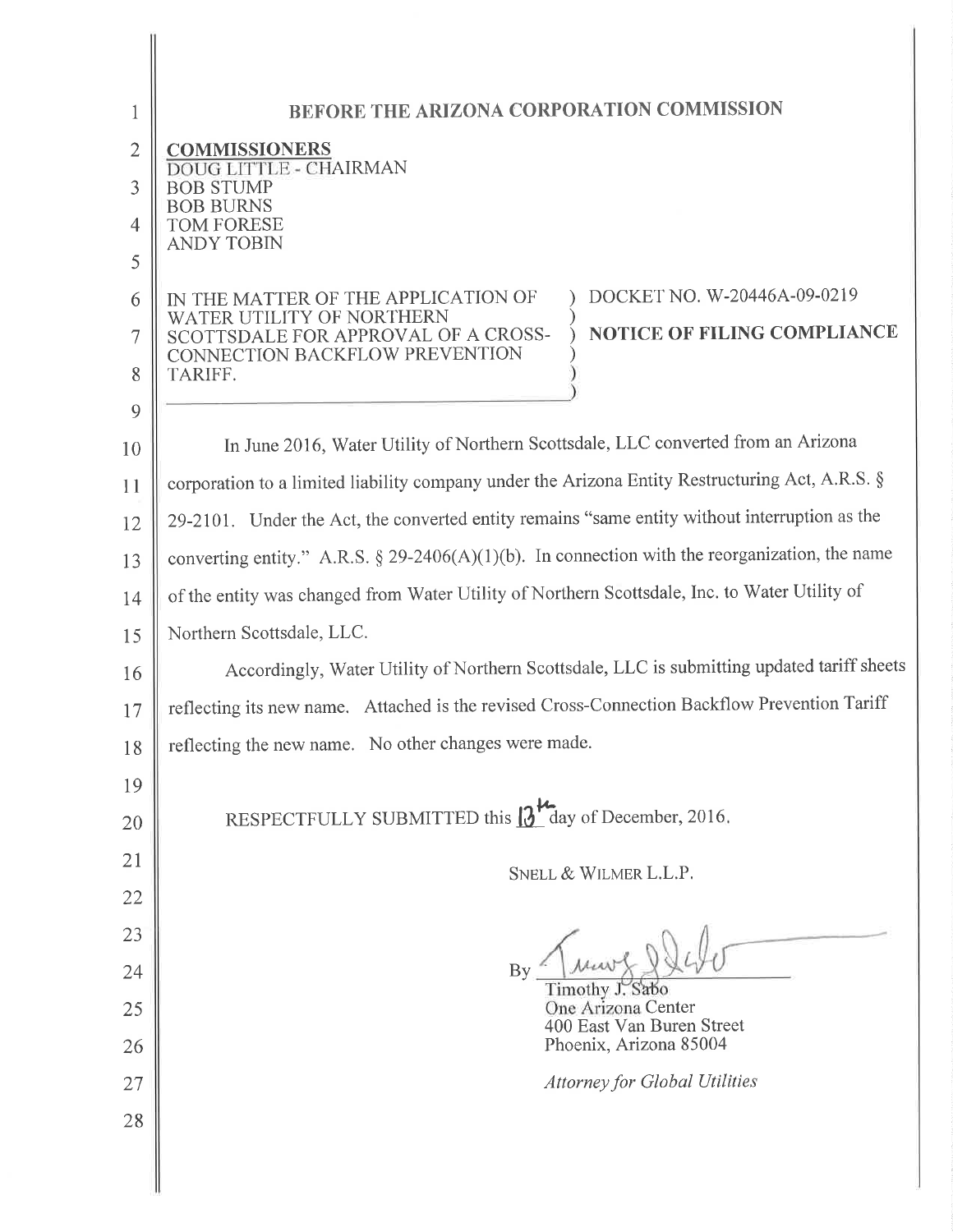# BEFORE THE ARIZONA CORPORATION COMMISSION

**COMMISSIONERS**
DOUG LITTLE - CHAIRMAN
BOB STUMP
BOB BURNS
TOM FORESE
ANDY TOBIN

| | |
|---|---|
| IN THE MATTER OF THE APPLICATION OF WATER UTILITY OF NORTHERN SCOTTSDALE FOR APPROVAL OF A CROSS-CONNECTION BACKFLOW PREVENTION TARIFF. | DOCKET NO. W-20446A-09-0219<br><br>**NOTICE OF FILING COMPLIANCE** |

In June 2016, Water Utility of Northern Scottsdale, LLC converted from an Arizona corporation to a limited liability company under the Arizona Entity Restructuring Act, A.R.S. § 29-2101. Under the Act, the converted entity remains "same entity without interruption as the converting entity." A.R.S. § 29-2406(A)(1)(b). In connection with the reorganization, the name of the entity was changed from Water Utility of Northern Scottsdale, Inc. to Water Utility of Northern Scottsdale, LLC.

Accordingly, Water Utility of Northern Scottsdale, LLC is submitting updated tariff sheets reflecting its new name. Attached is the revised Cross-Connection Backflow Prevention Tariff reflecting the new name. No other changes were made.

RESPECTFULLY SUBMITTED this 13th day of December, 2016.

SNELL & WILMER L.L.P.

By [signature]
Timothy J. Sabo
One Arizona Center
400 East Van Buren Street
Phoenix, Arizona 85004

*Attorney for Global Utilities*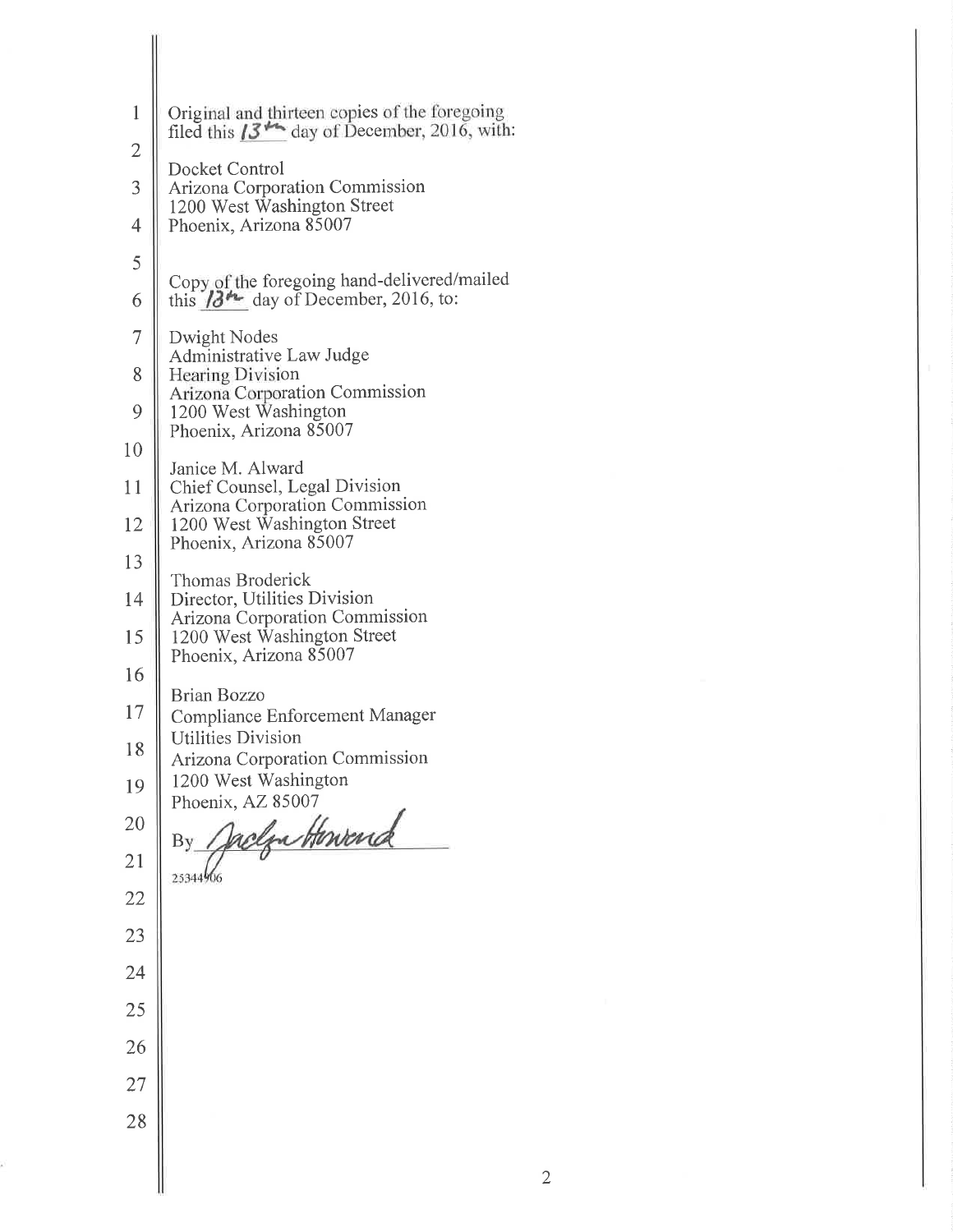Original and thirteen copies of the foregoing filed this 13th day of December, 2016, with:

Docket Control
Arizona Corporation Commission
1200 West Washington Street
Phoenix, Arizona 85007

Copy of the foregoing hand-delivered/mailed this 13th day of December, 2016, to:

Dwight Nodes
Administrative Law Judge
Hearing Division
Arizona Corporation Commission
1200 West Washington
Phoenix, Arizona 85007

Janice M. Alward
Chief Counsel, Legal Division
Arizona Corporation Commission
1200 West Washington Street
Phoenix, Arizona 85007

Thomas Broderick
Director, Utilities Division
Arizona Corporation Commission
1200 West Washington Street
Phoenix, Arizona 85007

Brian Bozzo
Compliance Enforcement Manager
Utilities Division
Arizona Corporation Commission
1200 West Washington
Phoenix, AZ 85007

By Jaclyn Howard

25344906